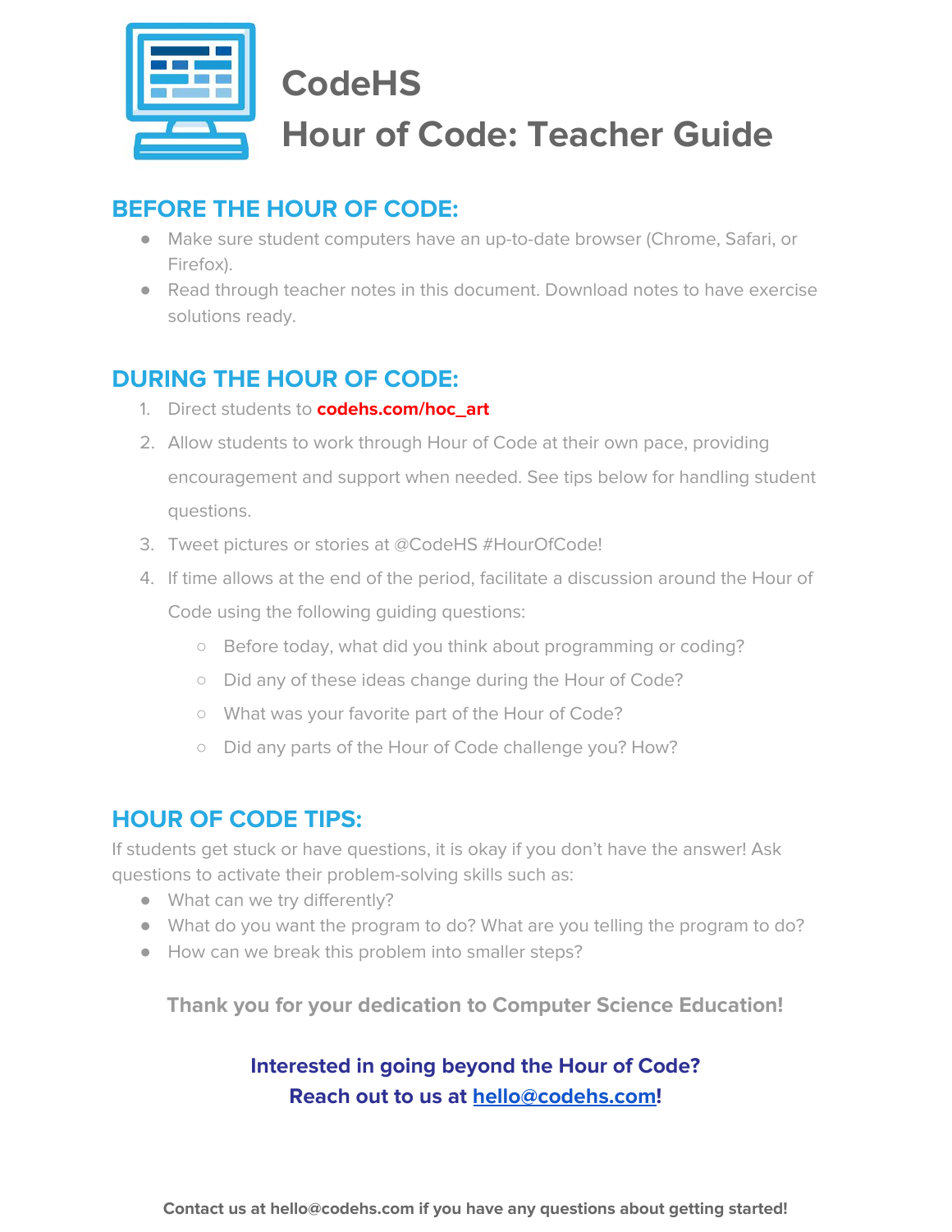# CodeHS
# Hour of Code: Teacher Guide

## BEFORE THE HOUR OF CODE:

- Make sure student computers have an up-to-date browser (Chrome, Safari, or Firefox).
- Read through teacher notes in this document. Download notes to have exercise solutions ready.

## DURING THE HOUR OF CODE:

1. Direct students to **codehs.com/hoc_art**
2. Allow students to work through Hour of Code at their own pace, providing encouragement and support when needed. See tips below for handling student questions.
3. Tweet pictures or stories at @CodeHS #HourOfCode!
4. If time allows at the end of the period, facilitate a discussion around the Hour of Code using the following guiding questions:
   - Before today, what did you think about programming or coding?
   - Did any of these ideas change during the Hour of Code?
   - What was your favorite part of the Hour of Code?
   - Did any parts of the Hour of Code challenge you? How?

## HOUR OF CODE TIPS:

If students get stuck or have questions, it is okay if you don't have the answer! Ask questions to activate their problem-solving skills such as:

- What can we try differently?
- What do you want the program to do? What are you telling the program to do?
- How can we break this problem into smaller steps?

**Thank you for your dedication to Computer Science Education!**

**Interested in going beyond the Hour of Code?**
**Reach out to us at hello@codehs.com!**

**Contact us at hello@codehs.com if you have any questions about getting started!**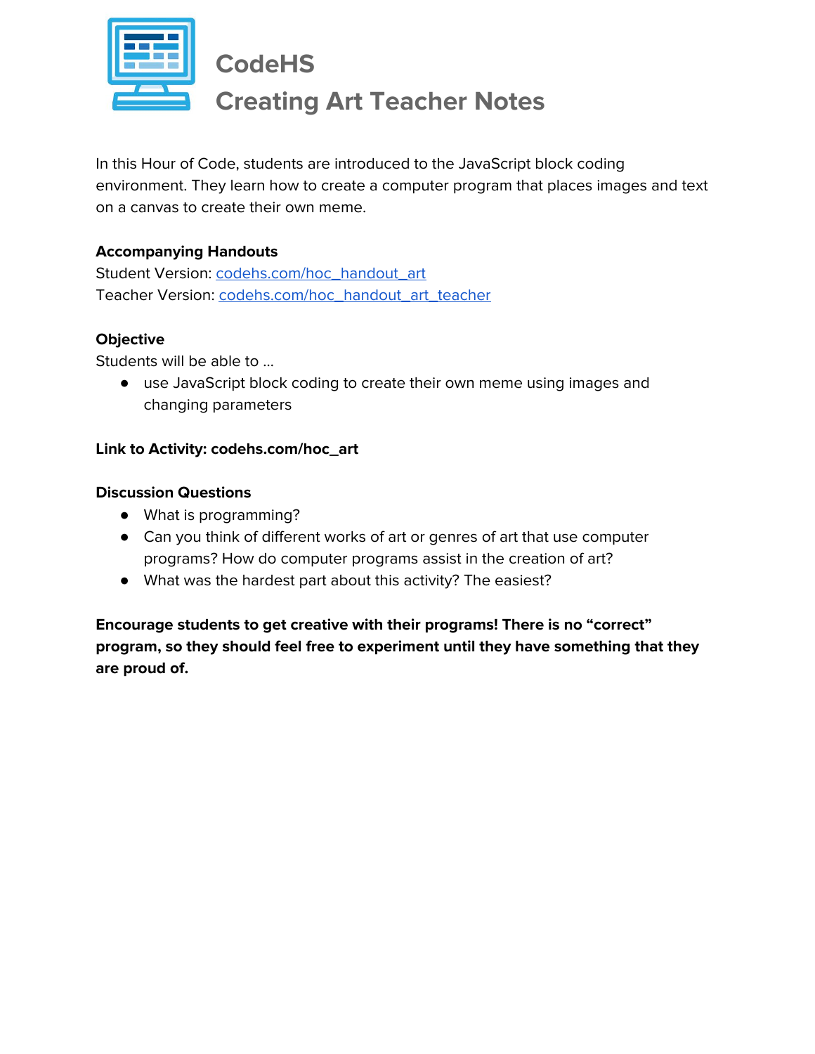# CodeHS
# Creating Art Teacher Notes

In this Hour of Code, students are introduced to the JavaScript block coding environment. They learn how to create a computer program that places images and text on a canvas to create their own meme.

**Accompanying Handouts**
Student Version: codehs.com/hoc_handout_art
Teacher Version: codehs.com/hoc_handout_art_teacher

**Objective**
Students will be able to …

- use JavaScript block coding to create their own meme using images and changing parameters

**Link to Activity: codehs.com/hoc_art**

**Discussion Questions**

- What is programming?
- Can you think of different works of art or genres of art that use computer programs? How do computer programs assist in the creation of art?
- What was the hardest part about this activity? The easiest?

**Encourage students to get creative with their programs! There is no "correct" program, so they should feel free to experiment until they have something that they are proud of.**